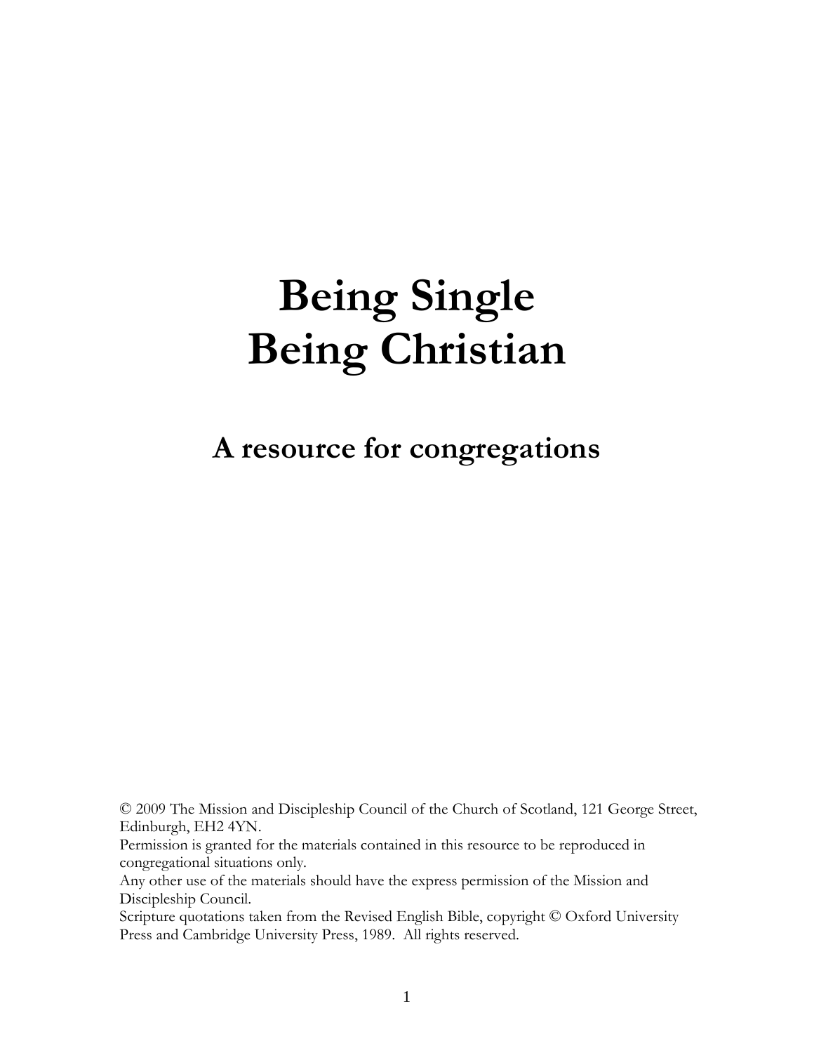# Being Single
# Being Christian

## A resource for congregations

© 2009 The Mission and Discipleship Council of the Church of Scotland, 121 George Street, Edinburgh, EH2 4YN.
Permission is granted for the materials contained in this resource to be reproduced in congregational situations only.
Any other use of the materials should have the express permission of the Mission and Discipleship Council.
Scripture quotations taken from the Revised English Bible, copyright © Oxford University Press and Cambridge University Press, 1989. All rights reserved.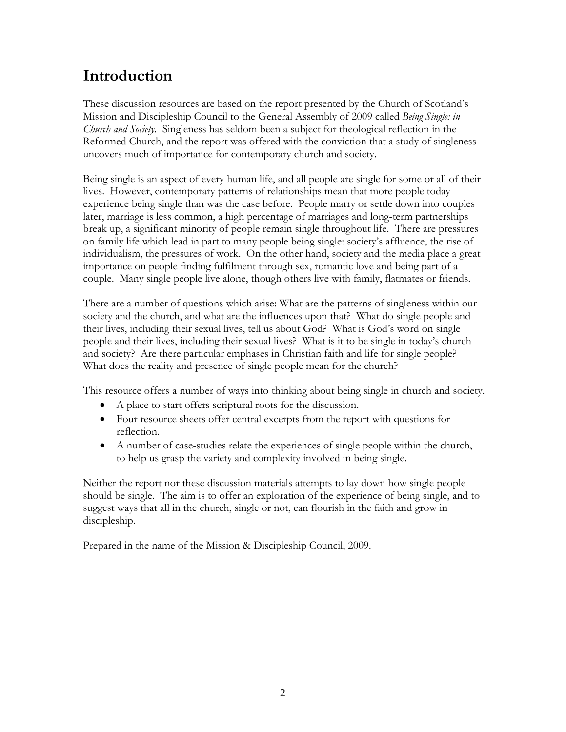# Introduction

These discussion resources are based on the report presented by the Church of Scotland's Mission and Discipleship Council to the General Assembly of 2009 called *Being Single: in Church and Society.* Singleness has seldom been a subject for theological reflection in the Reformed Church, and the report was offered with the conviction that a study of singleness uncovers much of importance for contemporary church and society.

Being single is an aspect of every human life, and all people are single for some or all of their lives. However, contemporary patterns of relationships mean that more people today experience being single than was the case before. People marry or settle down into couples later, marriage is less common, a high percentage of marriages and long-term partnerships break up, a significant minority of people remain single throughout life. There are pressures on family life which lead in part to many people being single: society's affluence, the rise of individualism, the pressures of work. On the other hand, society and the media place a great importance on people finding fulfilment through sex, romantic love and being part of a couple. Many single people live alone, though others live with family, flatmates or friends.

There are a number of questions which arise: What are the patterns of singleness within our society and the church, and what are the influences upon that? What do single people and their lives, including their sexual lives, tell us about God? What is God's word on single people and their lives, including their sexual lives? What is it to be single in today's church and society? Are there particular emphases in Christian faith and life for single people? What does the reality and presence of single people mean for the church?

This resource offers a number of ways into thinking about being single in church and society.

- A place to start offers scriptural roots for the discussion.
- Four resource sheets offer central excerpts from the report with questions for reflection.
- A number of case-studies relate the experiences of single people within the church, to help us grasp the variety and complexity involved in being single.

Neither the report nor these discussion materials attempts to lay down how single people should be single. The aim is to offer an exploration of the experience of being single, and to suggest ways that all in the church, single or not, can flourish in the faith and grow in discipleship.

Prepared in the name of the Mission & Discipleship Council, 2009.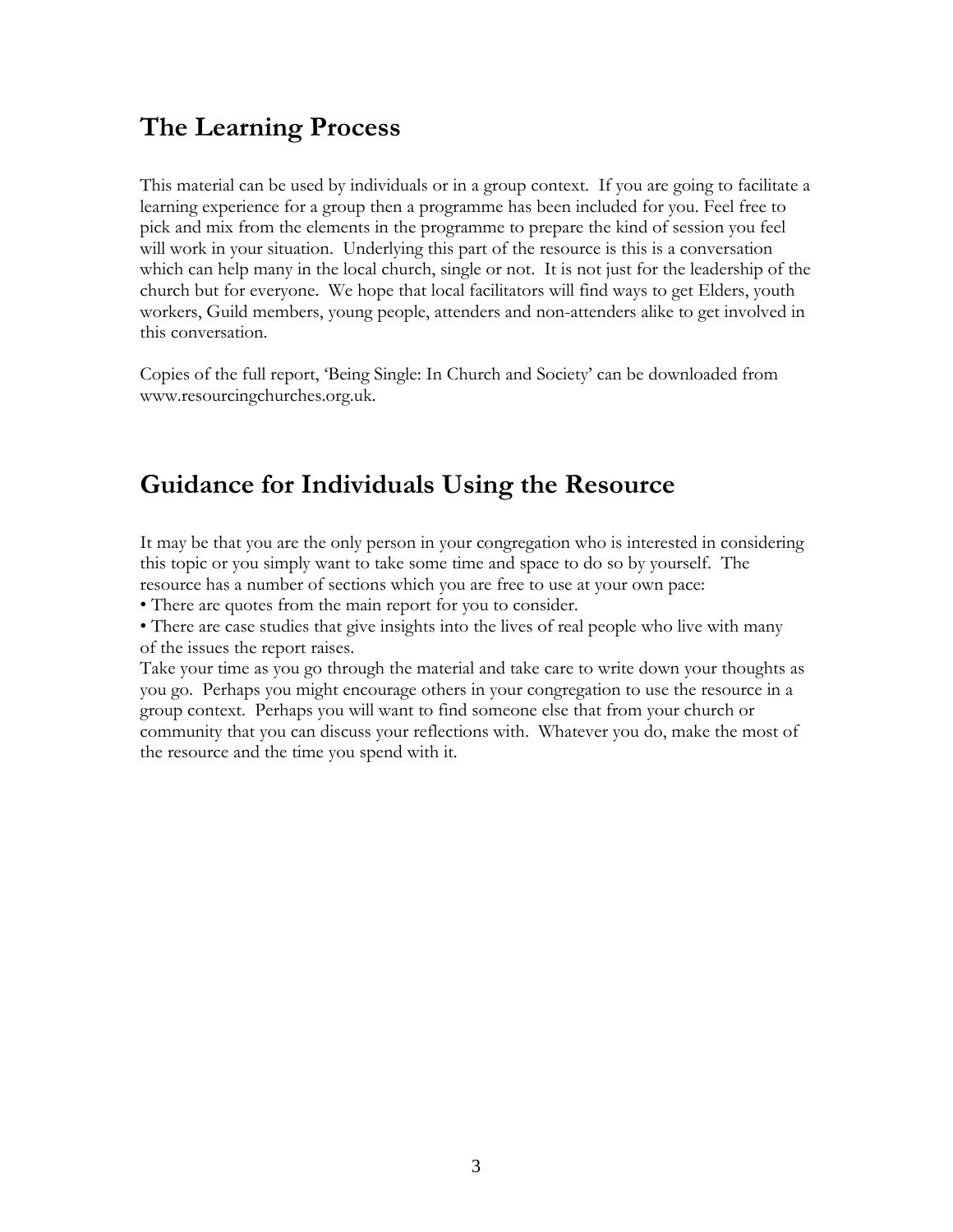## The Learning Process

This material can be used by individuals or in a group context. If you are going to facilitate a learning experience for a group then a programme has been included for you. Feel free to pick and mix from the elements in the programme to prepare the kind of session you feel will work in your situation. Underlying this part of the resource is this is a conversation which can help many in the local church, single or not. It is not just for the leadership of the church but for everyone. We hope that local facilitators will find ways to get Elders, youth workers, Guild members, young people, attenders and non-attenders alike to get involved in this conversation.

Copies of the full report, 'Being Single: In Church and Society' can be downloaded from www.resourcingchurches.org.uk.

## Guidance for Individuals Using the Resource

It may be that you are the only person in your congregation who is interested in considering this topic or you simply want to take some time and space to do so by yourself. The resource has a number of sections which you are free to use at your own pace:

• There are quotes from the main report for you to consider.

• There are case studies that give insights into the lives of real people who live with many of the issues the report raises.

Take your time as you go through the material and take care to write down your thoughts as you go. Perhaps you might encourage others in your congregation to use the resource in a group context. Perhaps you will want to find someone else that from your church or community that you can discuss your reflections with. Whatever you do, make the most of the resource and the time you spend with it.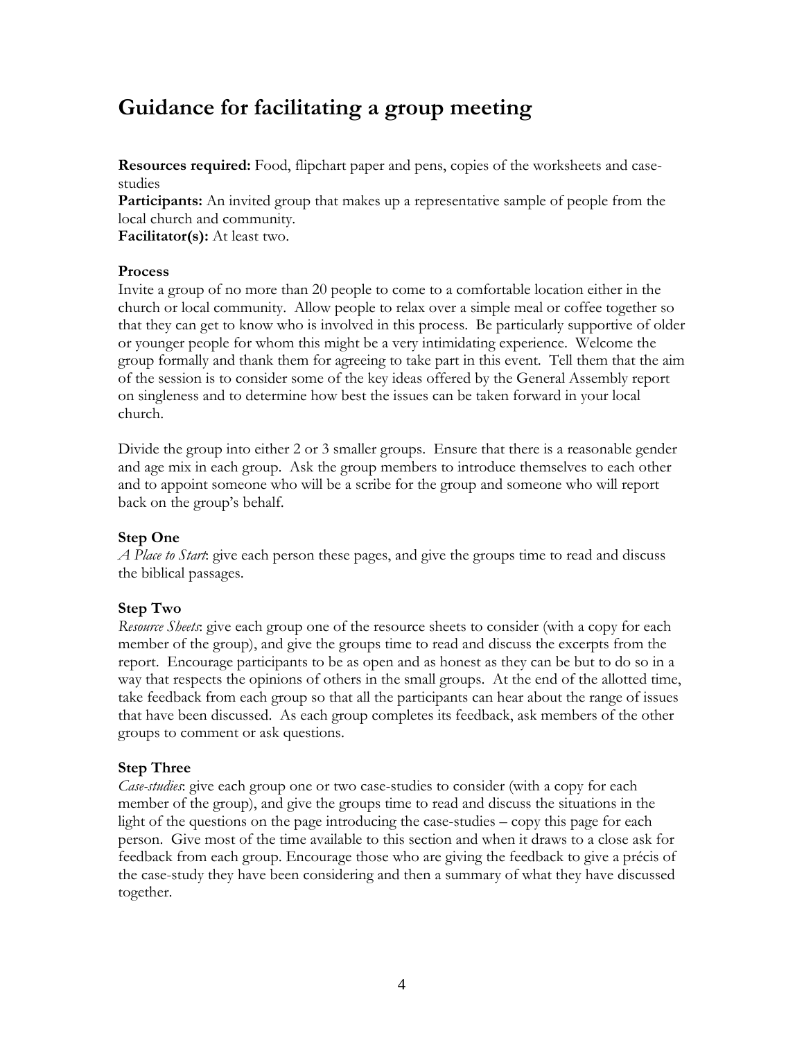# Guidance for facilitating a group meeting

**Resources required:** Food, flipchart paper and pens, copies of the worksheets and case-studies
**Participants:** An invited group that makes up a representative sample of people from the local church and community.
**Facilitator(s):** At least two.

### Process

Invite a group of no more than 20 people to come to a comfortable location either in the church or local community. Allow people to relax over a simple meal or coffee together so that they can get to know who is involved in this process. Be particularly supportive of older or younger people for whom this might be a very intimidating experience. Welcome the group formally and thank them for agreeing to take part in this event. Tell them that the aim of the session is to consider some of the key ideas offered by the General Assembly report on singleness and to determine how best the issues can be taken forward in your local church.

Divide the group into either 2 or 3 smaller groups. Ensure that there is a reasonable gender and age mix in each group. Ask the group members to introduce themselves to each other and to appoint someone who will be a scribe for the group and someone who will report back on the group's behalf.

### Step One

*A Place to Start*: give each person these pages, and give the groups time to read and discuss the biblical passages.

### Step Two

*Resource Sheets*: give each group one of the resource sheets to consider (with a copy for each member of the group), and give the groups time to read and discuss the excerpts from the report. Encourage participants to be as open and as honest as they can be but to do so in a way that respects the opinions of others in the small groups. At the end of the allotted time, take feedback from each group so that all the participants can hear about the range of issues that have been discussed. As each group completes its feedback, ask members of the other groups to comment or ask questions.

### Step Three

*Case-studies*: give each group one or two case-studies to consider (with a copy for each member of the group), and give the groups time to read and discuss the situations in the light of the questions on the page introducing the case-studies – copy this page for each person. Give most of the time available to this section and when it draws to a close ask for feedback from each group. Encourage those who are giving the feedback to give a précis of the case-study they have been considering and then a summary of what they have discussed together.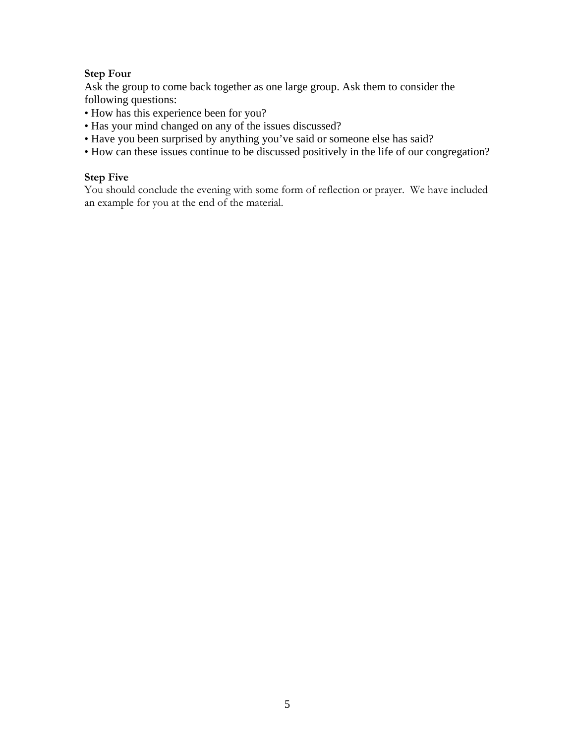**Step Four**

Ask the group to come back together as one large group. Ask them to consider the following questions:

- How has this experience been for you?
- Has your mind changed on any of the issues discussed?
- Have you been surprised by anything you've said or someone else has said?
- How can these issues continue to be discussed positively in the life of our congregation?

**Step Five**

You should conclude the evening with some form of reflection or prayer. We have included an example for you at the end of the material.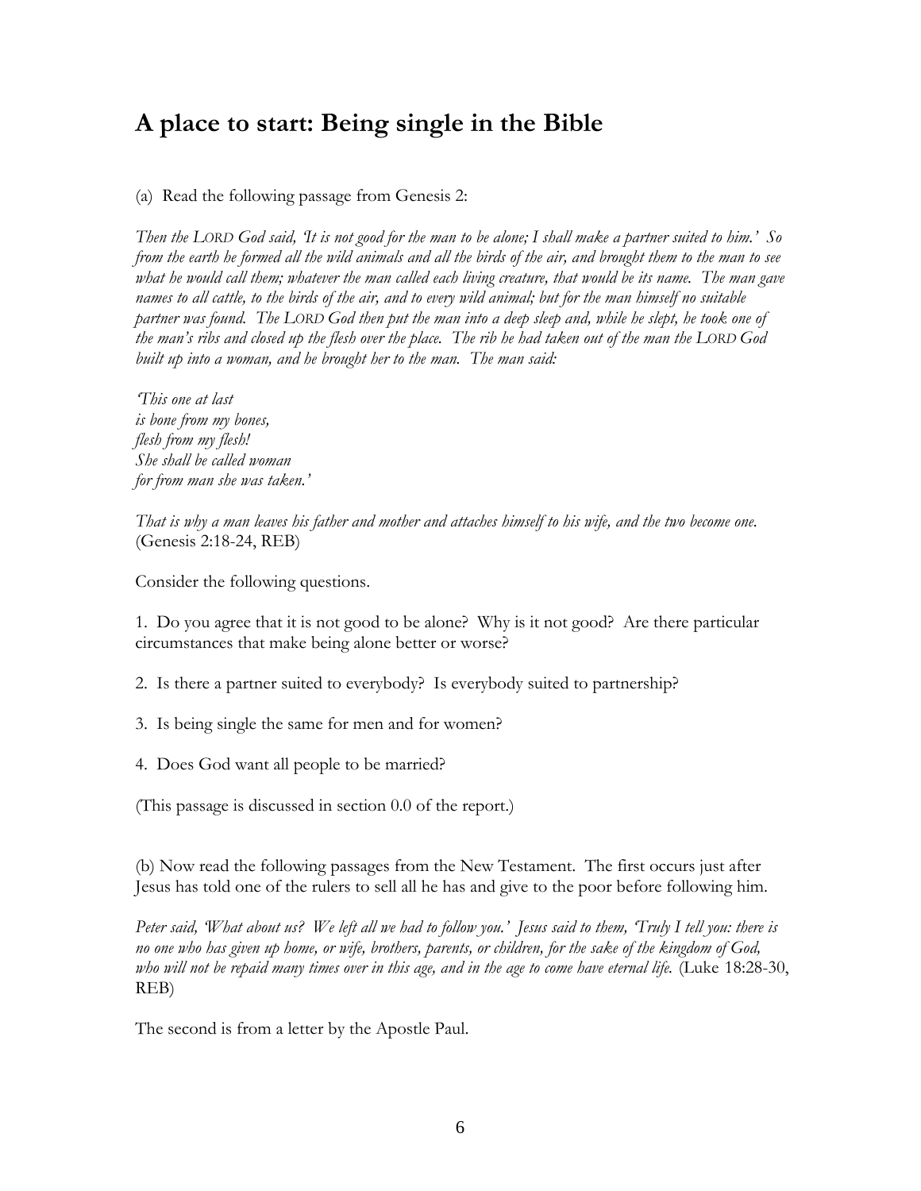## A place to start: Being single in the Bible

(a) Read the following passage from Genesis 2:

*Then the LORD God said, 'It is not good for the man to be alone; I shall make a partner suited to him.' So from the earth he formed all the wild animals and all the birds of the air, and brought them to the man to see what he would call them; whatever the man called each living creature, that would be its name. The man gave names to all cattle, to the birds of the air, and to every wild animal; but for the man himself no suitable partner was found. The LORD God then put the man into a deep sleep and, while he slept, he took one of the man's ribs and closed up the flesh over the place. The rib he had taken out of the man the LORD God built up into a woman, and he brought her to the man. The man said:*

*'This one at last*
*is bone from my bones,*
*flesh from my flesh!*
*She shall be called woman*
*for from man she was taken.'*

*That is why a man leaves his father and mother and attaches himself to his wife, and the two become one.* (Genesis 2:18-24, REB)

Consider the following questions.

1. Do you agree that it is not good to be alone? Why is it not good? Are there particular circumstances that make being alone better or worse?

2. Is there a partner suited to everybody? Is everybody suited to partnership?

3. Is being single the same for men and for women?

4. Does God want all people to be married?

(This passage is discussed in section 0.0 of the report.)

(b) Now read the following passages from the New Testament. The first occurs just after Jesus has told one of the rulers to sell all he has and give to the poor before following him.

*Peter said, 'What about us? We left all we had to follow you.' Jesus said to them, 'Truly I tell you: there is no one who has given up home, or wife, brothers, parents, or children, for the sake of the kingdom of God, who will not be repaid many times over in this age, and in the age to come have eternal life.* (Luke 18:28-30, REB)

The second is from a letter by the Apostle Paul.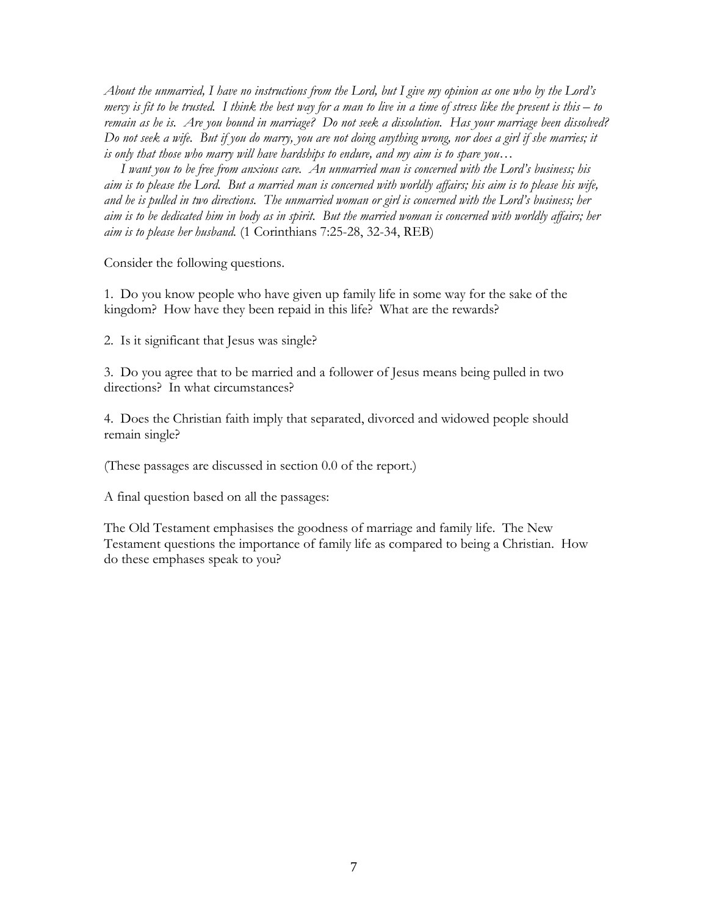*About the unmarried, I have no instructions from the Lord, but I give my opinion as one who by the Lord's mercy is fit to be trusted. I think the best way for a man to live in a time of stress like the present is this – to remain as he is. Are you bound in marriage? Do not seek a dissolution. Has your marriage been dissolved? Do not seek a wife. But if you do marry, you are not doing anything wrong, nor does a girl if she marries; it is only that those who marry will have hardships to endure, and my aim is to spare you…*

*I want you to be free from anxious care. An unmarried man is concerned with the Lord's business; his aim is to please the Lord. But a married man is concerned with worldly affairs; his aim is to please his wife, and he is pulled in two directions. The unmarried woman or girl is concerned with the Lord's business; her aim is to be dedicated him in body as in spirit. But the married woman is concerned with worldly affairs; her aim is to please her husband.* (1 Corinthians 7:25-28, 32-34, REB)

Consider the following questions.

1. Do you know people who have given up family life in some way for the sake of the kingdom? How have they been repaid in this life? What are the rewards?

2. Is it significant that Jesus was single?

3. Do you agree that to be married and a follower of Jesus means being pulled in two directions? In what circumstances?

4. Does the Christian faith imply that separated, divorced and widowed people should remain single?

(These passages are discussed in section 0.0 of the report.)

A final question based on all the passages:

The Old Testament emphasises the goodness of marriage and family life. The New Testament questions the importance of family life as compared to being a Christian. How do these emphases speak to you?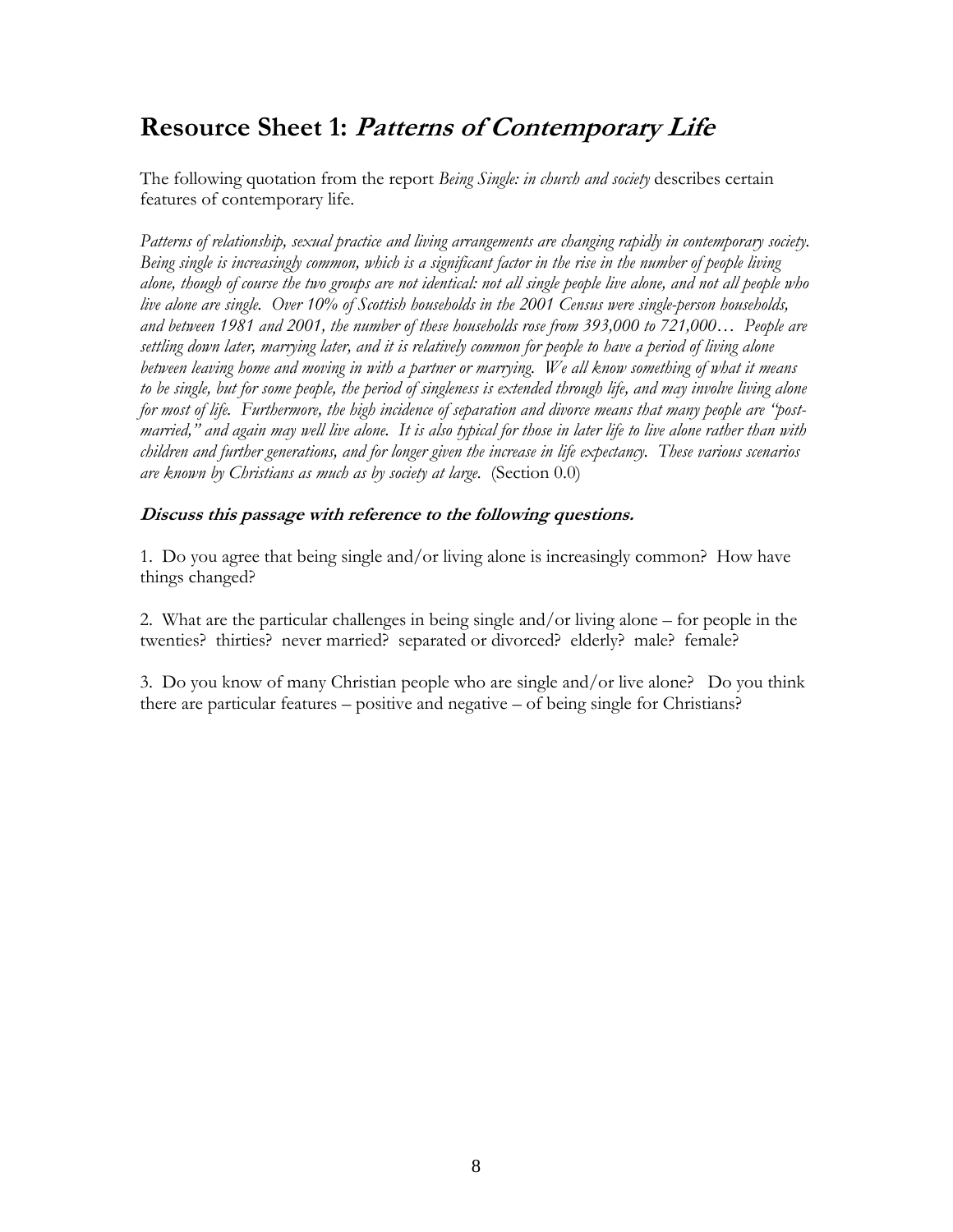## Resource Sheet 1: *Patterns of Contemporary Life*

The following quotation from the report *Being Single: in church and society* describes certain features of contemporary life.

*Patterns of relationship, sexual practice and living arrangements are changing rapidly in contemporary society. Being single is increasingly common, which is a significant factor in the rise in the number of people living alone, though of course the two groups are not identical: not all single people live alone, and not all people who live alone are single. Over 10% of Scottish households in the 2001 Census were single-person households, and between 1981 and 2001, the number of these households rose from 393,000 to 721,000… People are settling down later, marrying later, and it is relatively common for people to have a period of living alone between leaving home and moving in with a partner or marrying. We all know something of what it means to be single, but for some people, the period of singleness is extended through life, and may involve living alone for most of life. Furthermore, the high incidence of separation and divorce means that many people are "post-married," and again may well live alone. It is also typical for those in later life to live alone rather than with children and further generations, and for longer given the increase in life expectancy. These various scenarios are known by Christians as much as by society at large.* (Section 0.0)

***Discuss this passage with reference to the following questions.***

1. Do you agree that being single and/or living alone is increasingly common? How have things changed?

2. What are the particular challenges in being single and/or living alone – for people in the twenties? thirties? never married? separated or divorced? elderly? male? female?

3. Do you know of many Christian people who are single and/or live alone? Do you think there are particular features – positive and negative – of being single for Christians?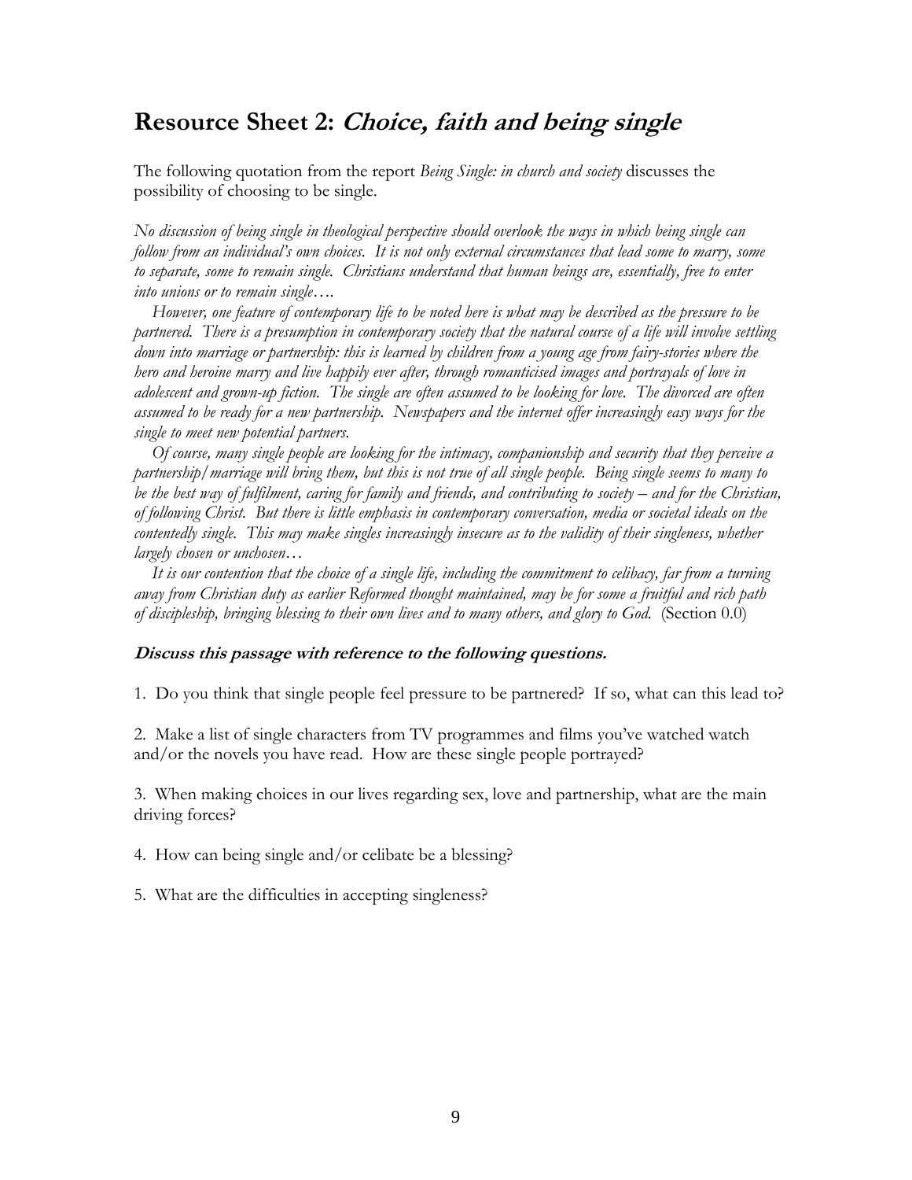## Resource Sheet 2: *Choice, faith and being single*

The following quotation from the report *Being Single: in church and society* discusses the possibility of choosing to be single.

*No discussion of being single in theological perspective should overlook the ways in which being single can follow from an individual's own choices. It is not only external circumstances that lead some to marry, some to separate, some to remain single. Christians understand that human beings are, essentially, free to enter into unions or to remain single….*

*However, one feature of contemporary life to be noted here is what may be described as the pressure to be partnered. There is a presumption in contemporary society that the natural course of a life will involve settling down into marriage or partnership: this is learned by children from a young age from fairy-stories where the hero and heroine marry and live happily ever after, through romanticised images and portrayals of love in adolescent and grown-up fiction. The single are often assumed to be looking for love. The divorced are often assumed to be ready for a new partnership. Newspapers and the internet offer increasingly easy ways for the single to meet new potential partners.*

*Of course, many single people are looking for the intimacy, companionship and security that they perceive a partnership/marriage will bring them, but this is not true of all single people. Being single seems to many to be the best way of fulfilment, caring for family and friends, and contributing to society – and for the Christian, of following Christ. But there is little emphasis in contemporary conversation, media or societal ideals on the contentedly single. This may make singles increasingly insecure as to the validity of their singleness, whether largely chosen or unchosen…*

*It is our contention that the choice of a single life, including the commitment to celibacy, far from a turning away from Christian duty as earlier Reformed thought maintained, may be for some a fruitful and rich path of discipleship, bringing blessing to their own lives and to many others, and glory to God.* (Section 0.0)

***Discuss this passage with reference to the following questions.***

1. Do you think that single people feel pressure to be partnered? If so, what can this lead to?

2. Make a list of single characters from TV programmes and films you've watched watch and/or the novels you have read. How are these single people portrayed?

3. When making choices in our lives regarding sex, love and partnership, what are the main driving forces?

4. How can being single and/or celibate be a blessing?

5. What are the difficulties in accepting singleness?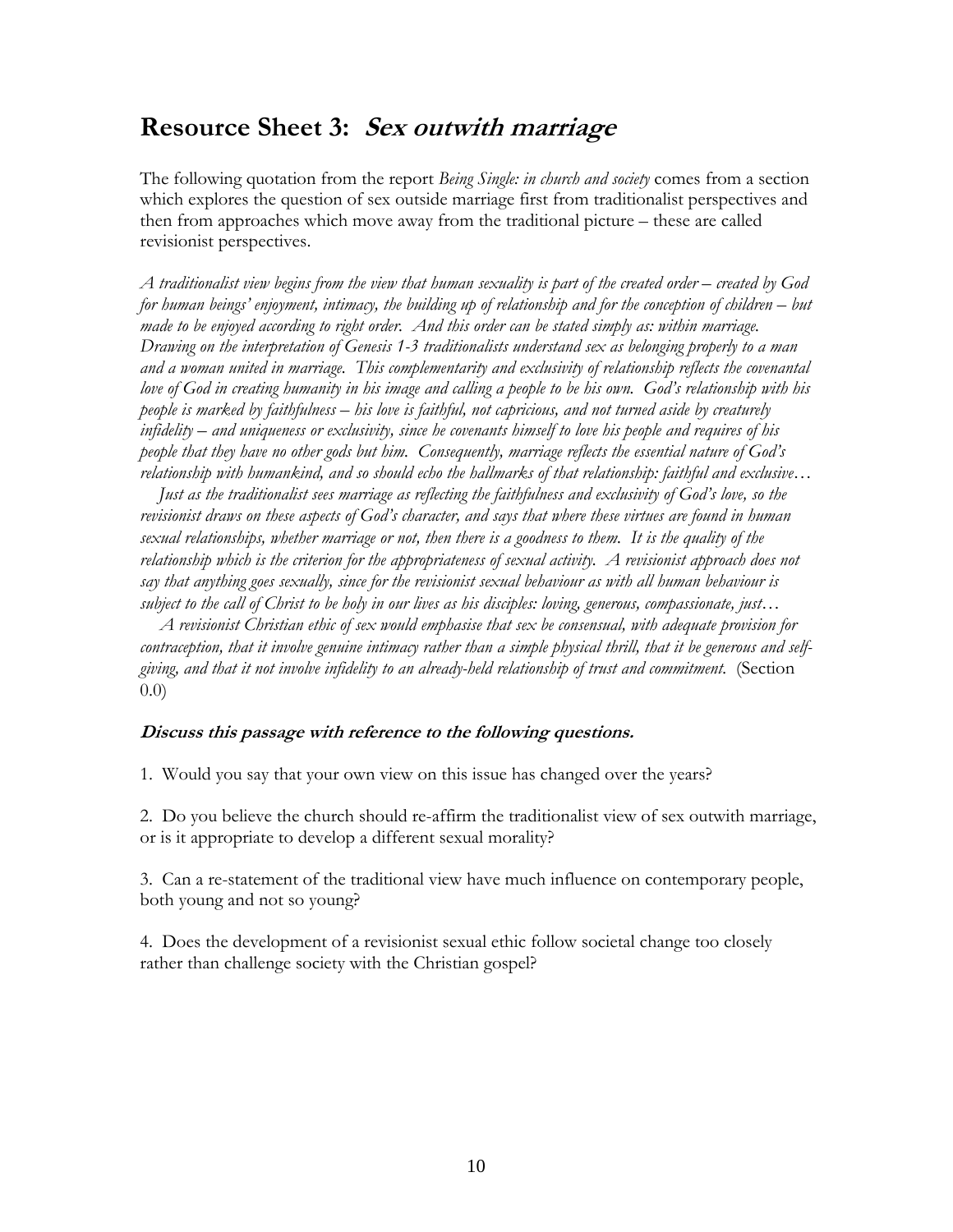## Resource Sheet 3: *Sex outwith marriage*

The following quotation from the report *Being Single: in church and society* comes from a section which explores the question of sex outside marriage first from traditionalist perspectives and then from approaches which move away from the traditional picture – these are called revisionist perspectives.

*A traditionalist view begins from the view that human sexuality is part of the created order – created by God for human beings' enjoyment, intimacy, the building up of relationship and for the conception of children – but made to be enjoyed according to right order. And this order can be stated simply as: within marriage. Drawing on the interpretation of Genesis 1-3 traditionalists understand sex as belonging properly to a man and a woman united in marriage. This complementarity and exclusivity of relationship reflects the covenantal love of God in creating humanity in his image and calling a people to be his own. God's relationship with his people is marked by faithfulness – his love is faithful, not capricious, and not turned aside by creaturely infidelity – and uniqueness or exclusivity, since he covenants himself to love his people and requires of his people that they have no other gods but him. Consequently, marriage reflects the essential nature of God's relationship with humankind, and so should echo the hallmarks of that relationship: faithful and exclusive…*

*Just as the traditionalist sees marriage as reflecting the faithfulness and exclusivity of God's love, so the revisionist draws on these aspects of God's character, and says that where these virtues are found in human sexual relationships, whether marriage or not, then there is a goodness to them. It is the quality of the relationship which is the criterion for the appropriateness of sexual activity. A revisionist approach does not say that anything goes sexually, since for the revisionist sexual behaviour as with all human behaviour is subject to the call of Christ to be holy in our lives as his disciples: loving, generous, compassionate, just…*

*A revisionist Christian ethic of sex would emphasise that sex be consensual, with adequate provision for contraception, that it involve genuine intimacy rather than a simple physical thrill, that it be generous and self-giving, and that it not involve infidelity to an already-held relationship of trust and commitment.* (Section 0.0)

***Discuss this passage with reference to the following questions.***

1. Would you say that your own view on this issue has changed over the years?

2. Do you believe the church should re-affirm the traditionalist view of sex outwith marriage, or is it appropriate to develop a different sexual morality?

3. Can a re-statement of the traditional view have much influence on contemporary people, both young and not so young?

4. Does the development of a revisionist sexual ethic follow societal change too closely rather than challenge society with the Christian gospel?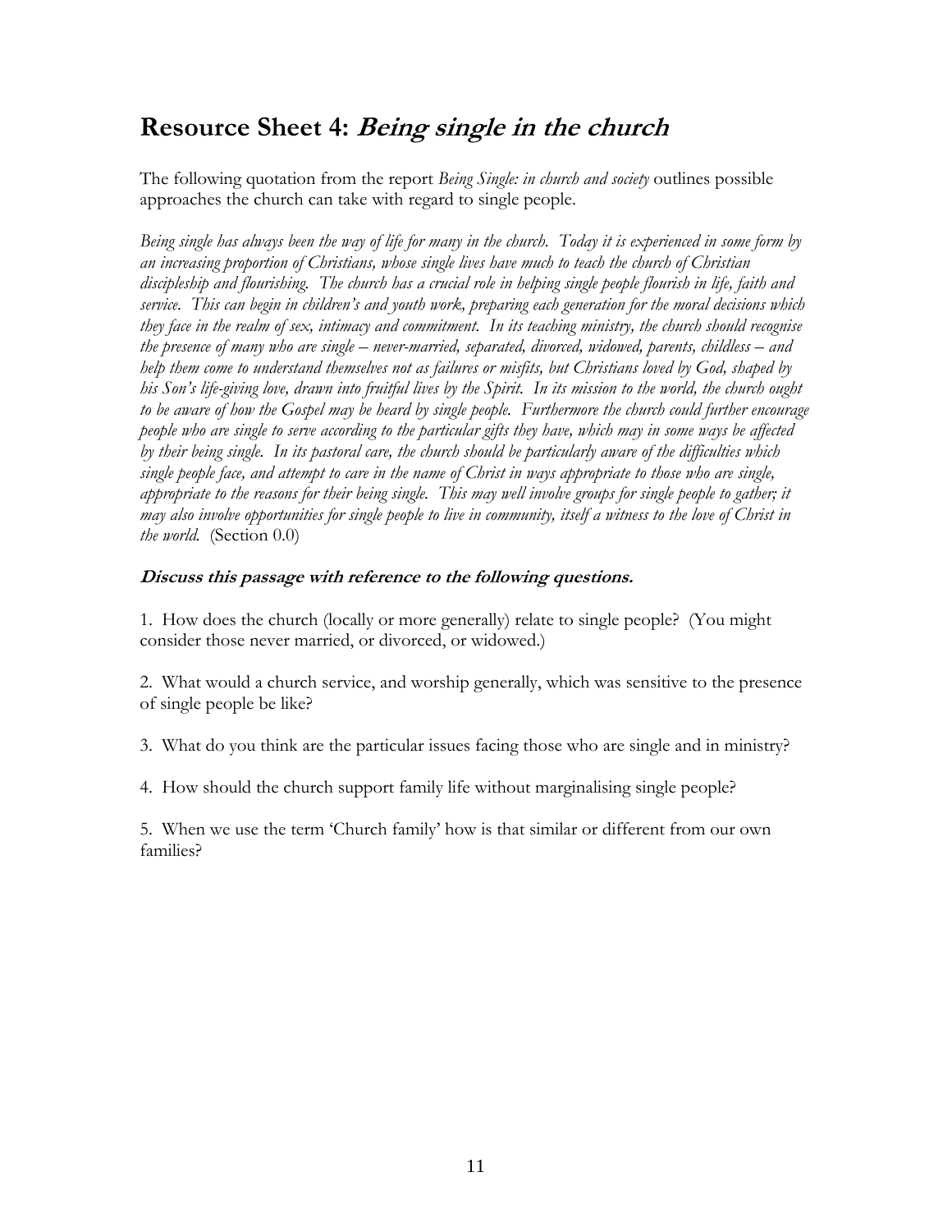## Resource Sheet 4: *Being single in the church*

The following quotation from the report *Being Single: in church and society* outlines possible approaches the church can take with regard to single people.

*Being single has always been the way of life for many in the church. Today it is experienced in some form by an increasing proportion of Christians, whose single lives have much to teach the church of Christian discipleship and flourishing. The church has a crucial role in helping single people flourish in life, faith and service. This can begin in children's and youth work, preparing each generation for the moral decisions which they face in the realm of sex, intimacy and commitment. In its teaching ministry, the church should recognise the presence of many who are single – never-married, separated, divorced, widowed, parents, childless – and help them come to understand themselves not as failures or misfits, but Christians loved by God, shaped by his Son's life-giving love, drawn into fruitful lives by the Spirit. In its mission to the world, the church ought to be aware of how the Gospel may be heard by single people. Furthermore the church could further encourage people who are single to serve according to the particular gifts they have, which may in some ways be affected by their being single. In its pastoral care, the church should be particularly aware of the difficulties which single people face, and attempt to care in the name of Christ in ways appropriate to those who are single, appropriate to the reasons for their being single. This may well involve groups for single people to gather; it may also involve opportunities for single people to live in community, itself a witness to the love of Christ in the world.* (Section 0.0)

***Discuss this passage with reference to the following questions.***

1. How does the church (locally or more generally) relate to single people? (You might consider those never married, or divorced, or widowed.)

2. What would a church service, and worship generally, which was sensitive to the presence of single people be like?

3. What do you think are the particular issues facing those who are single and in ministry?

4. How should the church support family life without marginalising single people?

5. When we use the term 'Church family' how is that similar or different from our own families?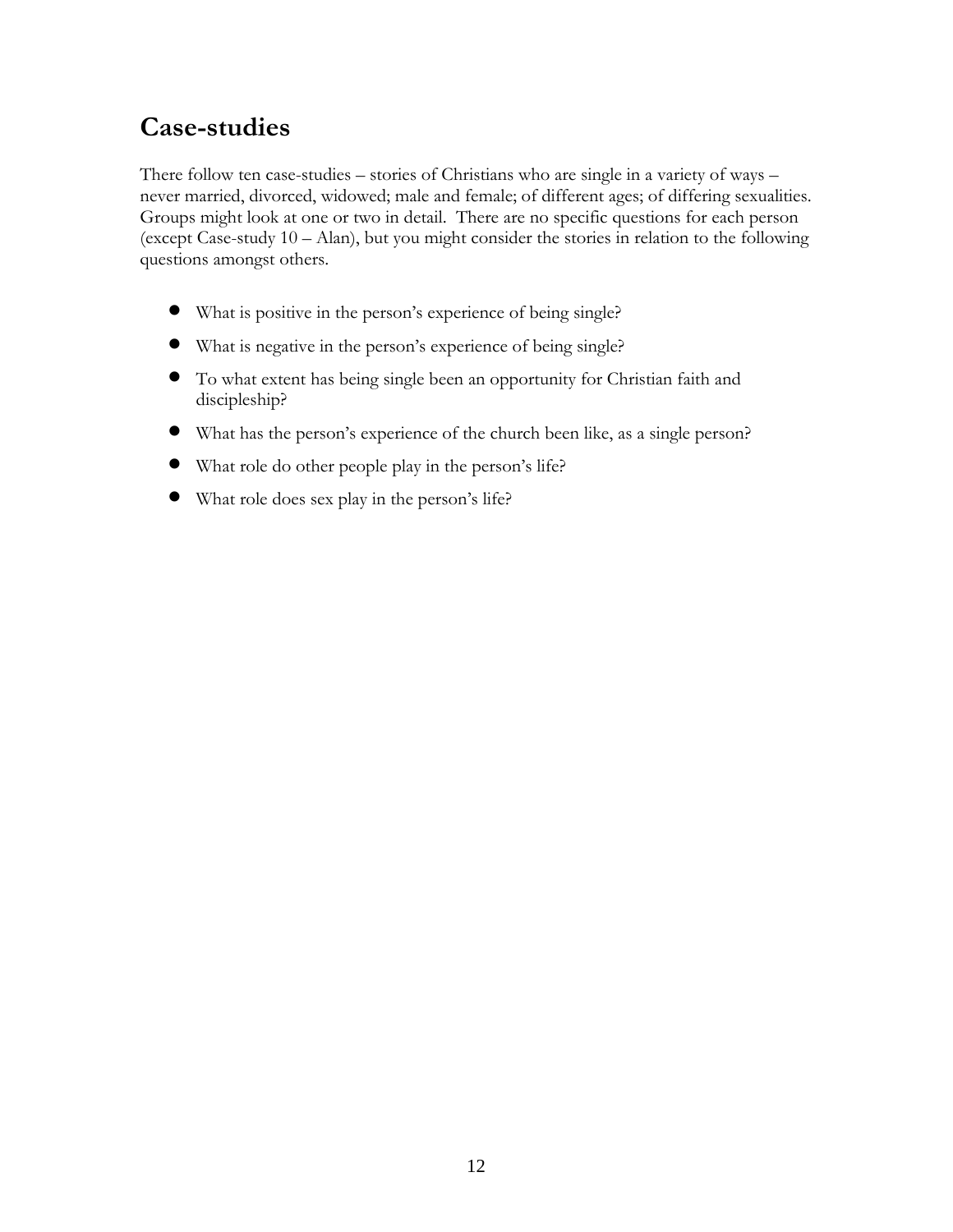## Case-studies

There follow ten case-studies – stories of Christians who are single in a variety of ways – never married, divorced, widowed; male and female; of different ages; of differing sexualities. Groups might look at one or two in detail. There are no specific questions for each person (except Case-study 10 – Alan), but you might consider the stories in relation to the following questions amongst others.

- What is positive in the person's experience of being single?
- What is negative in the person's experience of being single?
- To what extent has being single been an opportunity for Christian faith and discipleship?
- What has the person's experience of the church been like, as a single person?
- What role do other people play in the person's life?
- What role does sex play in the person's life?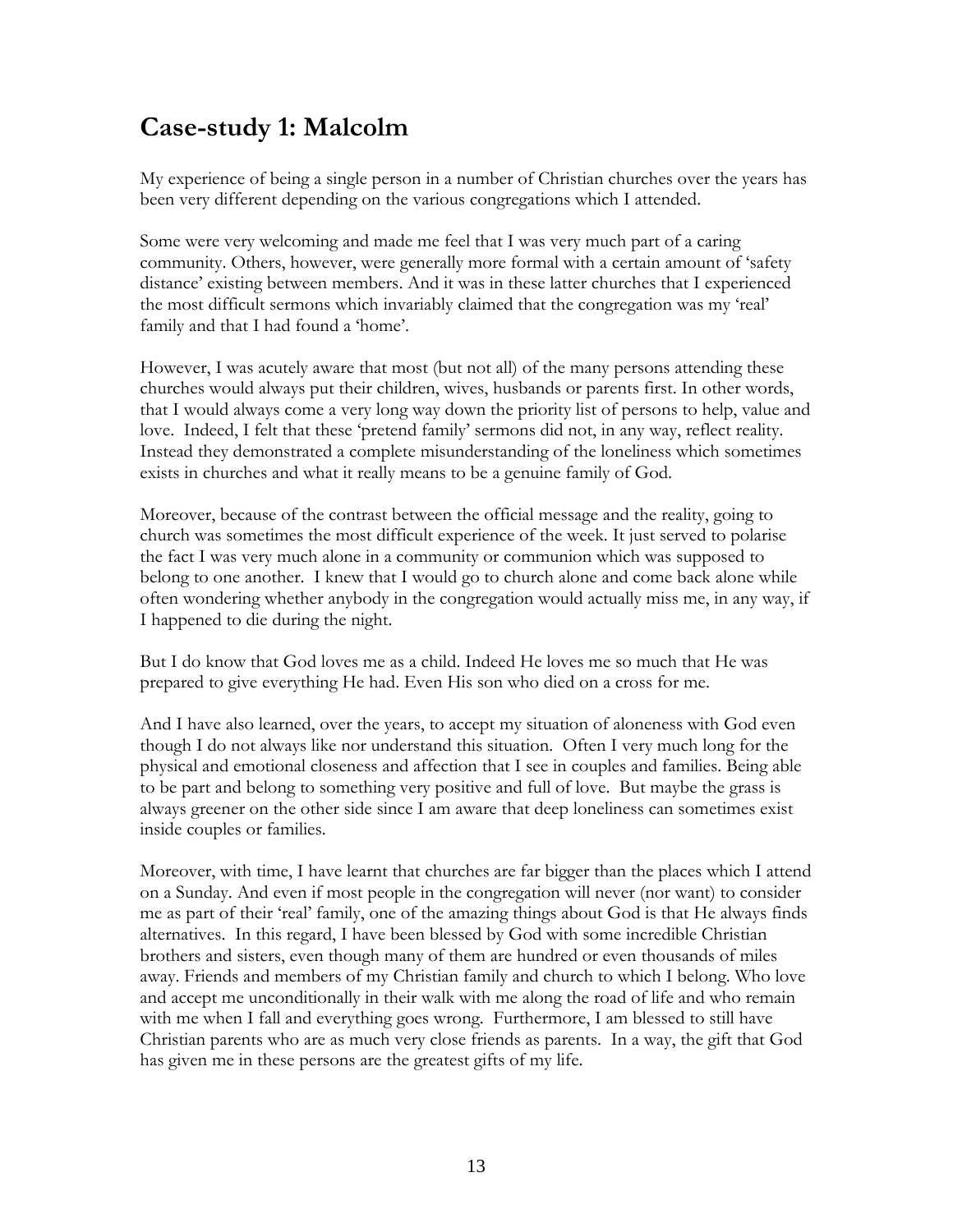## Case-study 1: Malcolm

My experience of being a single person in a number of Christian churches over the years has been very different depending on the various congregations which I attended.

Some were very welcoming and made me feel that I was very much part of a caring community. Others, however, were generally more formal with a certain amount of 'safety distance' existing between members. And it was in these latter churches that I experienced the most difficult sermons which invariably claimed that the congregation was my 'real' family and that I had found a 'home'.

However, I was acutely aware that most (but not all) of the many persons attending these churches would always put their children, wives, husbands or parents first. In other words, that I would always come a very long way down the priority list of persons to help, value and love. Indeed, I felt that these 'pretend family' sermons did not, in any way, reflect reality. Instead they demonstrated a complete misunderstanding of the loneliness which sometimes exists in churches and what it really means to be a genuine family of God.

Moreover, because of the contrast between the official message and the reality, going to church was sometimes the most difficult experience of the week. It just served to polarise the fact I was very much alone in a community or communion which was supposed to belong to one another. I knew that I would go to church alone and come back alone while often wondering whether anybody in the congregation would actually miss me, in any way, if I happened to die during the night.

But I do know that God loves me as a child. Indeed He loves me so much that He was prepared to give everything He had. Even His son who died on a cross for me.

And I have also learned, over the years, to accept my situation of aloneness with God even though I do not always like nor understand this situation. Often I very much long for the physical and emotional closeness and affection that I see in couples and families. Being able to be part and belong to something very positive and full of love. But maybe the grass is always greener on the other side since I am aware that deep loneliness can sometimes exist inside couples or families.

Moreover, with time, I have learnt that churches are far bigger than the places which I attend on a Sunday. And even if most people in the congregation will never (nor want) to consider me as part of their 'real' family, one of the amazing things about God is that He always finds alternatives. In this regard, I have been blessed by God with some incredible Christian brothers and sisters, even though many of them are hundred or even thousands of miles away. Friends and members of my Christian family and church to which I belong. Who love and accept me unconditionally in their walk with me along the road of life and who remain with me when I fall and everything goes wrong. Furthermore, I am blessed to still have Christian parents who are as much very close friends as parents. In a way, the gift that God has given me in these persons are the greatest gifts of my life.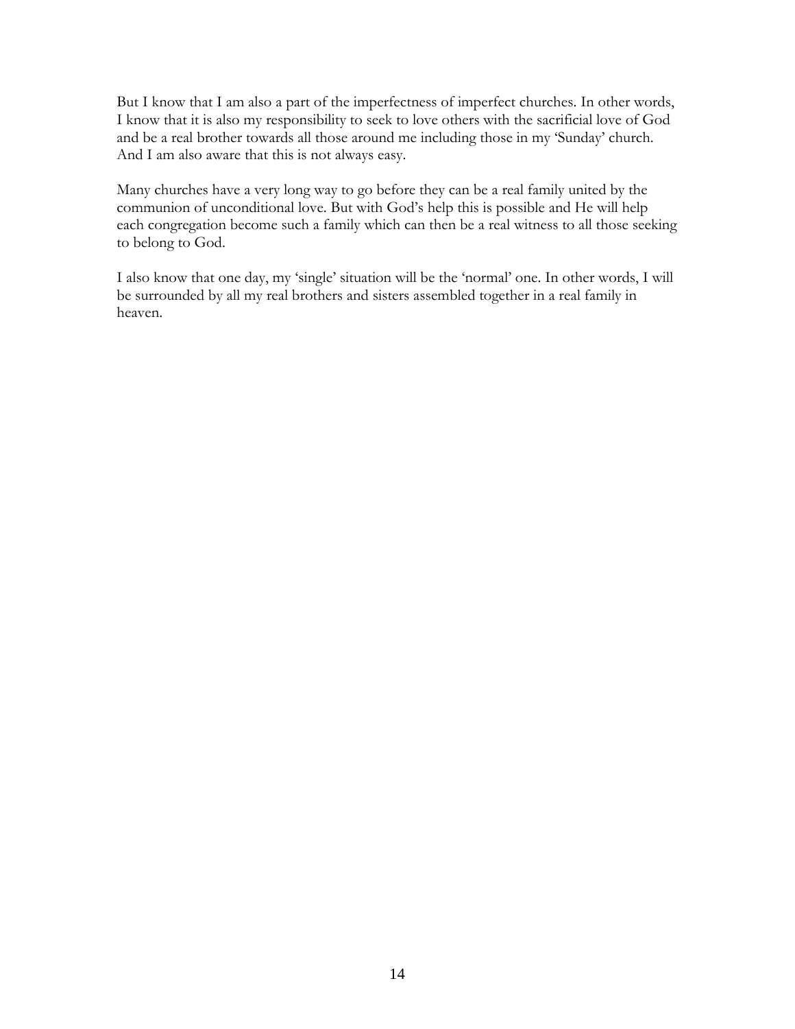But I know that I am also a part of the imperfectness of imperfect churches. In other words, I know that it is also my responsibility to seek to love others with the sacrificial love of God and be a real brother towards all those around me including those in my 'Sunday' church. And I am also aware that this is not always easy.

Many churches have a very long way to go before they can be a real family united by the communion of unconditional love. But with God's help this is possible and He will help each congregation become such a family which can then be a real witness to all those seeking to belong to God.

I also know that one day, my 'single' situation will be the 'normal' one. In other words, I will be surrounded by all my real brothers and sisters assembled together in a real family in heaven.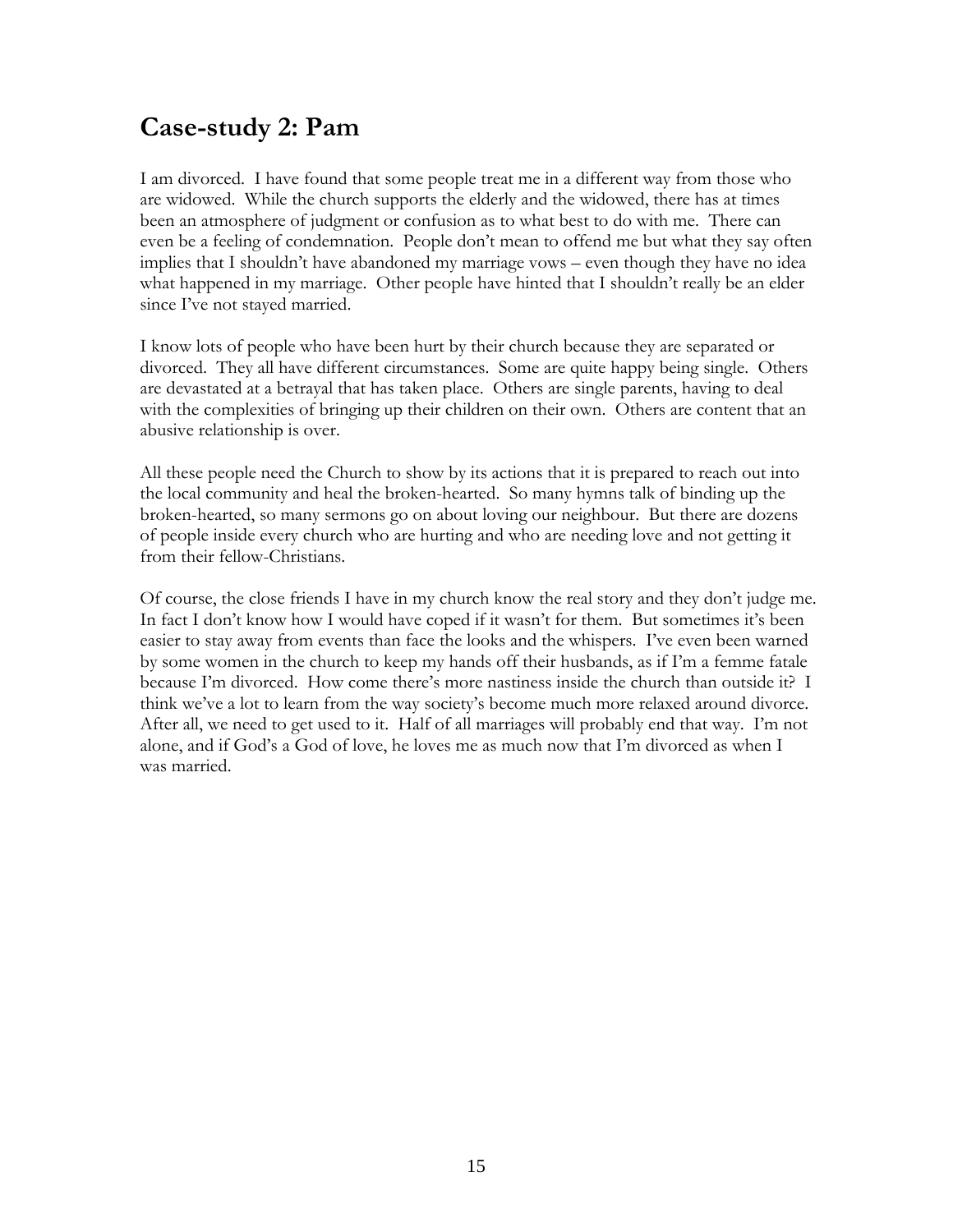## Case-study 2: Pam

I am divorced. I have found that some people treat me in a different way from those who are widowed. While the church supports the elderly and the widowed, there has at times been an atmosphere of judgment or confusion as to what best to do with me. There can even be a feeling of condemnation. People don't mean to offend me but what they say often implies that I shouldn't have abandoned my marriage vows – even though they have no idea what happened in my marriage. Other people have hinted that I shouldn't really be an elder since I've not stayed married.

I know lots of people who have been hurt by their church because they are separated or divorced. They all have different circumstances. Some are quite happy being single. Others are devastated at a betrayal that has taken place. Others are single parents, having to deal with the complexities of bringing up their children on their own. Others are content that an abusive relationship is over.

All these people need the Church to show by its actions that it is prepared to reach out into the local community and heal the broken-hearted. So many hymns talk of binding up the broken-hearted, so many sermons go on about loving our neighbour. But there are dozens of people inside every church who are hurting and who are needing love and not getting it from their fellow-Christians.

Of course, the close friends I have in my church know the real story and they don't judge me. In fact I don't know how I would have coped if it wasn't for them. But sometimes it's been easier to stay away from events than face the looks and the whispers. I've even been warned by some women in the church to keep my hands off their husbands, as if I'm a femme fatale because I'm divorced. How come there's more nastiness inside the church than outside it? I think we've a lot to learn from the way society's become much more relaxed around divorce. After all, we need to get used to it. Half of all marriages will probably end that way. I'm not alone, and if God's a God of love, he loves me as much now that I'm divorced as when I was married.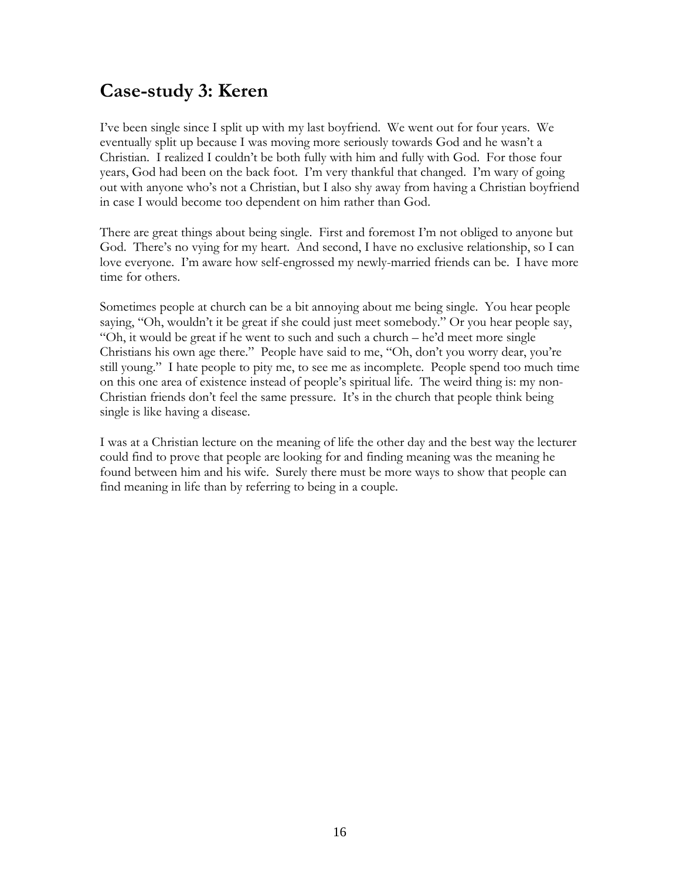## Case-study 3: Keren

I've been single since I split up with my last boyfriend. We went out for four years. We eventually split up because I was moving more seriously towards God and he wasn't a Christian. I realized I couldn't be both fully with him and fully with God. For those four years, God had been on the back foot. I'm very thankful that changed. I'm wary of going out with anyone who's not a Christian, but I also shy away from having a Christian boyfriend in case I would become too dependent on him rather than God.

There are great things about being single. First and foremost I'm not obliged to anyone but God. There's no vying for my heart. And second, I have no exclusive relationship, so I can love everyone. I'm aware how self-engrossed my newly-married friends can be. I have more time for others.

Sometimes people at church can be a bit annoying about me being single. You hear people saying, "Oh, wouldn't it be great if she could just meet somebody." Or you hear people say, "Oh, it would be great if he went to such and such a church – he'd meet more single Christians his own age there." People have said to me, "Oh, don't you worry dear, you're still young." I hate people to pity me, to see me as incomplete. People spend too much time on this one area of existence instead of people's spiritual life. The weird thing is: my non-Christian friends don't feel the same pressure. It's in the church that people think being single is like having a disease.

I was at a Christian lecture on the meaning of life the other day and the best way the lecturer could find to prove that people are looking for and finding meaning was the meaning he found between him and his wife. Surely there must be more ways to show that people can find meaning in life than by referring to being in a couple.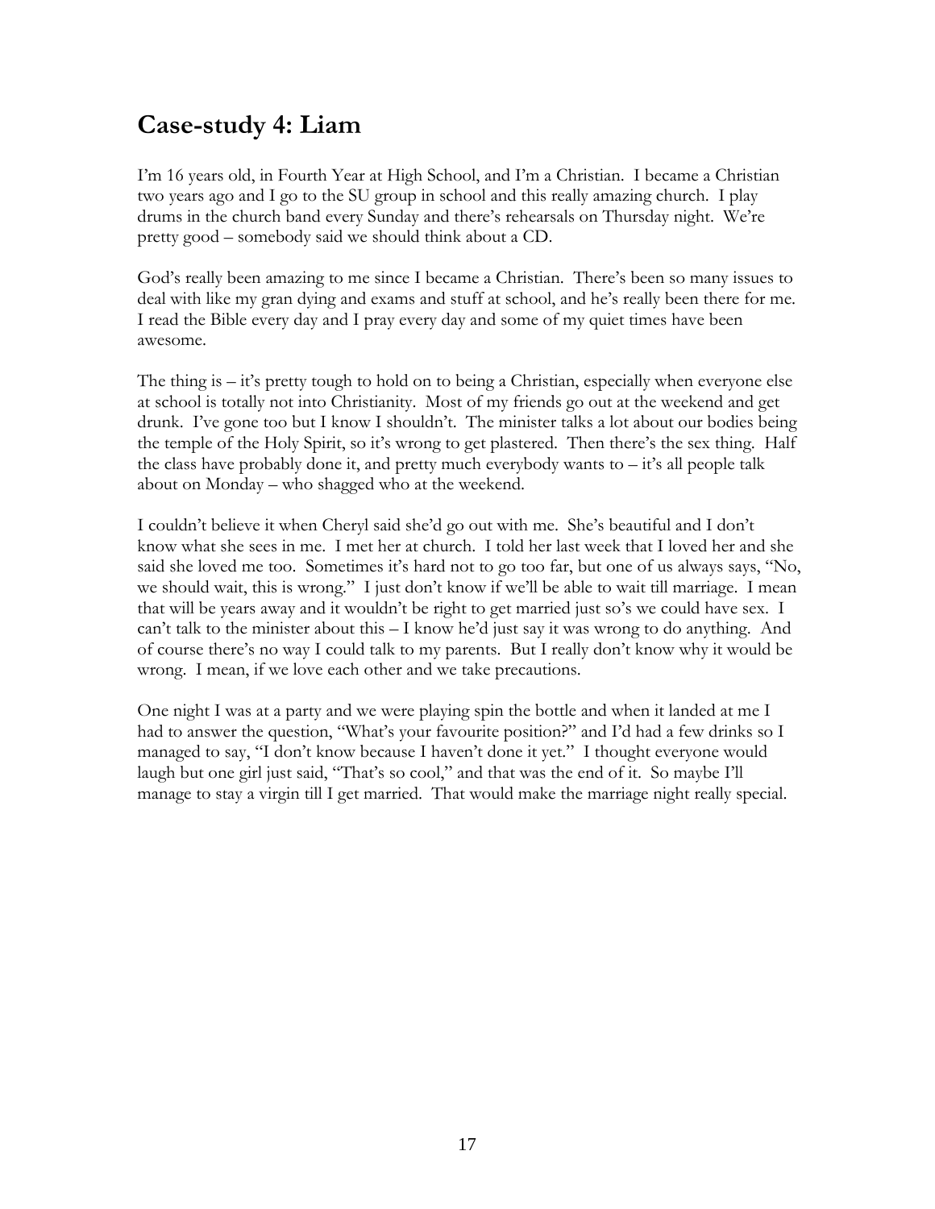## Case-study 4: Liam

I'm 16 years old, in Fourth Year at High School, and I'm a Christian. I became a Christian two years ago and I go to the SU group in school and this really amazing church. I play drums in the church band every Sunday and there's rehearsals on Thursday night. We're pretty good – somebody said we should think about a CD.

God's really been amazing to me since I became a Christian. There's been so many issues to deal with like my gran dying and exams and stuff at school, and he's really been there for me. I read the Bible every day and I pray every day and some of my quiet times have been awesome.

The thing is – it's pretty tough to hold on to being a Christian, especially when everyone else at school is totally not into Christianity. Most of my friends go out at the weekend and get drunk. I've gone too but I know I shouldn't. The minister talks a lot about our bodies being the temple of the Holy Spirit, so it's wrong to get plastered. Then there's the sex thing. Half the class have probably done it, and pretty much everybody wants to – it's all people talk about on Monday – who shagged who at the weekend.

I couldn't believe it when Cheryl said she'd go out with me. She's beautiful and I don't know what she sees in me. I met her at church. I told her last week that I loved her and she said she loved me too. Sometimes it's hard not to go too far, but one of us always says, "No, we should wait, this is wrong." I just don't know if we'll be able to wait till marriage. I mean that will be years away and it wouldn't be right to get married just so's we could have sex. I can't talk to the minister about this – I know he'd just say it was wrong to do anything. And of course there's no way I could talk to my parents. But I really don't know why it would be wrong. I mean, if we love each other and we take precautions.

One night I was at a party and we were playing spin the bottle and when it landed at me I had to answer the question, "What's your favourite position?" and I'd had a few drinks so I managed to say, "I don't know because I haven't done it yet." I thought everyone would laugh but one girl just said, "That's so cool," and that was the end of it. So maybe I'll manage to stay a virgin till I get married. That would make the marriage night really special.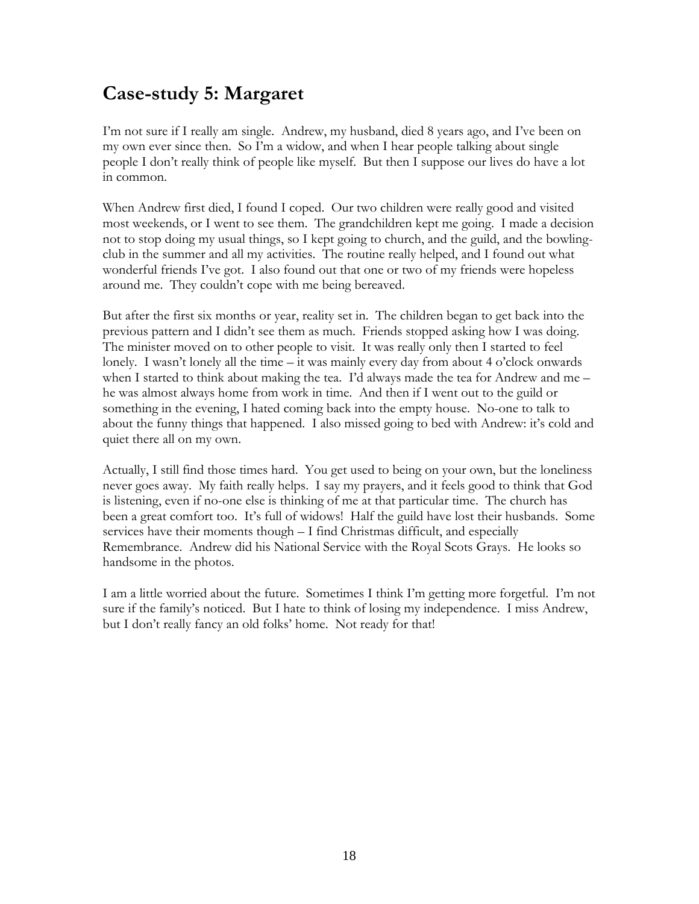## Case-study 5: Margaret

I'm not sure if I really am single. Andrew, my husband, died 8 years ago, and I've been on my own ever since then. So I'm a widow, and when I hear people talking about single people I don't really think of people like myself. But then I suppose our lives do have a lot in common.

When Andrew first died, I found I coped. Our two children were really good and visited most weekends, or I went to see them. The grandchildren kept me going. I made a decision not to stop doing my usual things, so I kept going to church, and the guild, and the bowling-club in the summer and all my activities. The routine really helped, and I found out what wonderful friends I've got. I also found out that one or two of my friends were hopeless around me. They couldn't cope with me being bereaved.

But after the first six months or year, reality set in. The children began to get back into the previous pattern and I didn't see them as much. Friends stopped asking how I was doing. The minister moved on to other people to visit. It was really only then I started to feel lonely. I wasn't lonely all the time – it was mainly every day from about 4 o'clock onwards when I started to think about making the tea. I'd always made the tea for Andrew and me – he was almost always home from work in time. And then if I went out to the guild or something in the evening, I hated coming back into the empty house. No-one to talk to about the funny things that happened. I also missed going to bed with Andrew: it's cold and quiet there all on my own.

Actually, I still find those times hard. You get used to being on your own, but the loneliness never goes away. My faith really helps. I say my prayers, and it feels good to think that God is listening, even if no-one else is thinking of me at that particular time. The church has been a great comfort too. It's full of widows! Half the guild have lost their husbands. Some services have their moments though – I find Christmas difficult, and especially Remembrance. Andrew did his National Service with the Royal Scots Grays. He looks so handsome in the photos.

I am a little worried about the future. Sometimes I think I'm getting more forgetful. I'm not sure if the family's noticed. But I hate to think of losing my independence. I miss Andrew, but I don't really fancy an old folks' home. Not ready for that!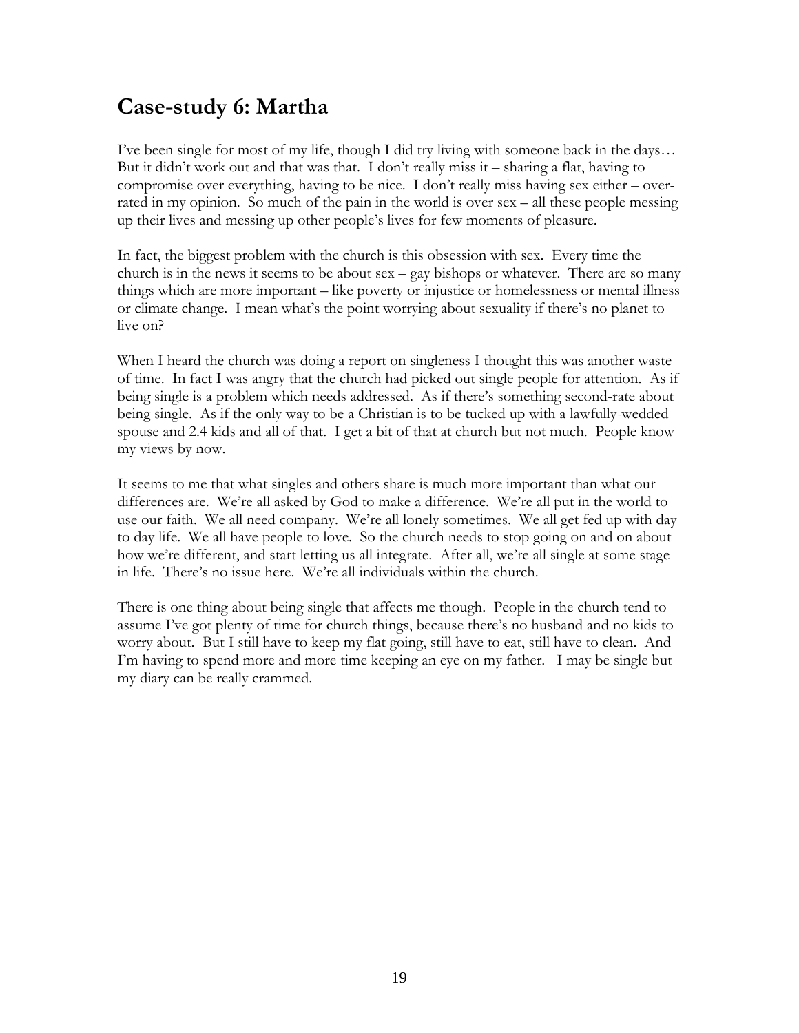## Case-study 6: Martha

I've been single for most of my life, though I did try living with someone back in the days… But it didn't work out and that was that. I don't really miss it – sharing a flat, having to compromise over everything, having to be nice. I don't really miss having sex either – over-rated in my opinion. So much of the pain in the world is over sex – all these people messing up their lives and messing up other people's lives for few moments of pleasure.

In fact, the biggest problem with the church is this obsession with sex. Every time the church is in the news it seems to be about sex – gay bishops or whatever. There are so many things which are more important – like poverty or injustice or homelessness or mental illness or climate change. I mean what's the point worrying about sexuality if there's no planet to live on?

When I heard the church was doing a report on singleness I thought this was another waste of time. In fact I was angry that the church had picked out single people for attention. As if being single is a problem which needs addressed. As if there's something second-rate about being single. As if the only way to be a Christian is to be tucked up with a lawfully-wedded spouse and 2.4 kids and all of that. I get a bit of that at church but not much. People know my views by now.

It seems to me that what singles and others share is much more important than what our differences are. We're all asked by God to make a difference. We're all put in the world to use our faith. We all need company. We're all lonely sometimes. We all get fed up with day to day life. We all have people to love. So the church needs to stop going on and on about how we're different, and start letting us all integrate. After all, we're all single at some stage in life. There's no issue here. We're all individuals within the church.

There is one thing about being single that affects me though. People in the church tend to assume I've got plenty of time for church things, because there's no husband and no kids to worry about. But I still have to keep my flat going, still have to eat, still have to clean. And I'm having to spend more and more time keeping an eye on my father. I may be single but my diary can be really crammed.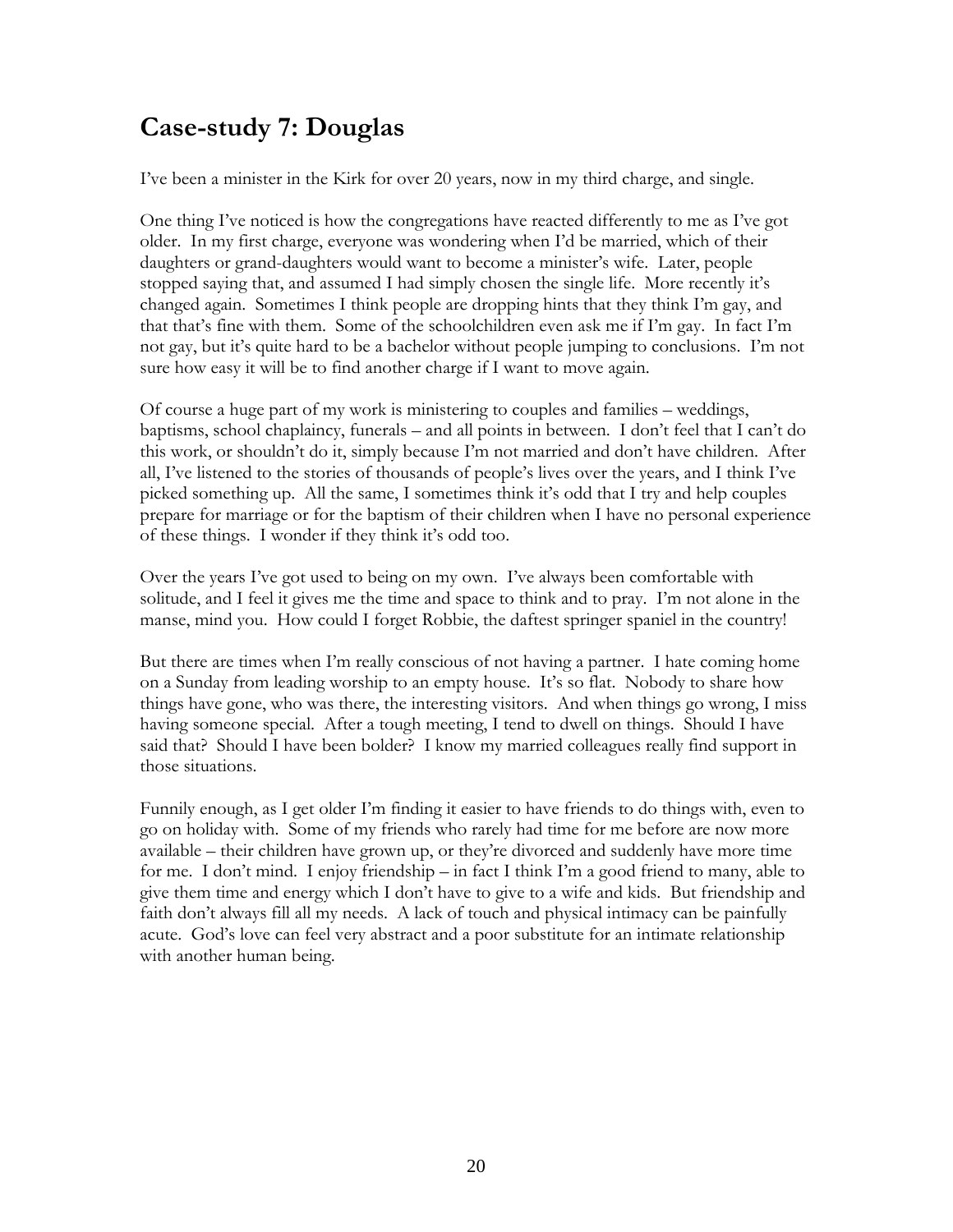## Case-study 7: Douglas

I've been a minister in the Kirk for over 20 years, now in my third charge, and single.

One thing I've noticed is how the congregations have reacted differently to me as I've got older. In my first charge, everyone was wondering when I'd be married, which of their daughters or grand-daughters would want to become a minister's wife. Later, people stopped saying that, and assumed I had simply chosen the single life. More recently it's changed again. Sometimes I think people are dropping hints that they think I'm gay, and that that's fine with them. Some of the schoolchildren even ask me if I'm gay. In fact I'm not gay, but it's quite hard to be a bachelor without people jumping to conclusions. I'm not sure how easy it will be to find another charge if I want to move again.

Of course a huge part of my work is ministering to couples and families – weddings, baptisms, school chaplaincy, funerals – and all points in between. I don't feel that I can't do this work, or shouldn't do it, simply because I'm not married and don't have children. After all, I've listened to the stories of thousands of people's lives over the years, and I think I've picked something up. All the same, I sometimes think it's odd that I try and help couples prepare for marriage or for the baptism of their children when I have no personal experience of these things. I wonder if they think it's odd too.

Over the years I've got used to being on my own. I've always been comfortable with solitude, and I feel it gives me the time and space to think and to pray. I'm not alone in the manse, mind you. How could I forget Robbie, the daftest springer spaniel in the country!

But there are times when I'm really conscious of not having a partner. I hate coming home on a Sunday from leading worship to an empty house. It's so flat. Nobody to share how things have gone, who was there, the interesting visitors. And when things go wrong, I miss having someone special. After a tough meeting, I tend to dwell on things. Should I have said that? Should I have been bolder? I know my married colleagues really find support in those situations.

Funnily enough, as I get older I'm finding it easier to have friends to do things with, even to go on holiday with. Some of my friends who rarely had time for me before are now more available – their children have grown up, or they're divorced and suddenly have more time for me. I don't mind. I enjoy friendship – in fact I think I'm a good friend to many, able to give them time and energy which I don't have to give to a wife and kids. But friendship and faith don't always fill all my needs. A lack of touch and physical intimacy can be painfully acute. God's love can feel very abstract and a poor substitute for an intimate relationship with another human being.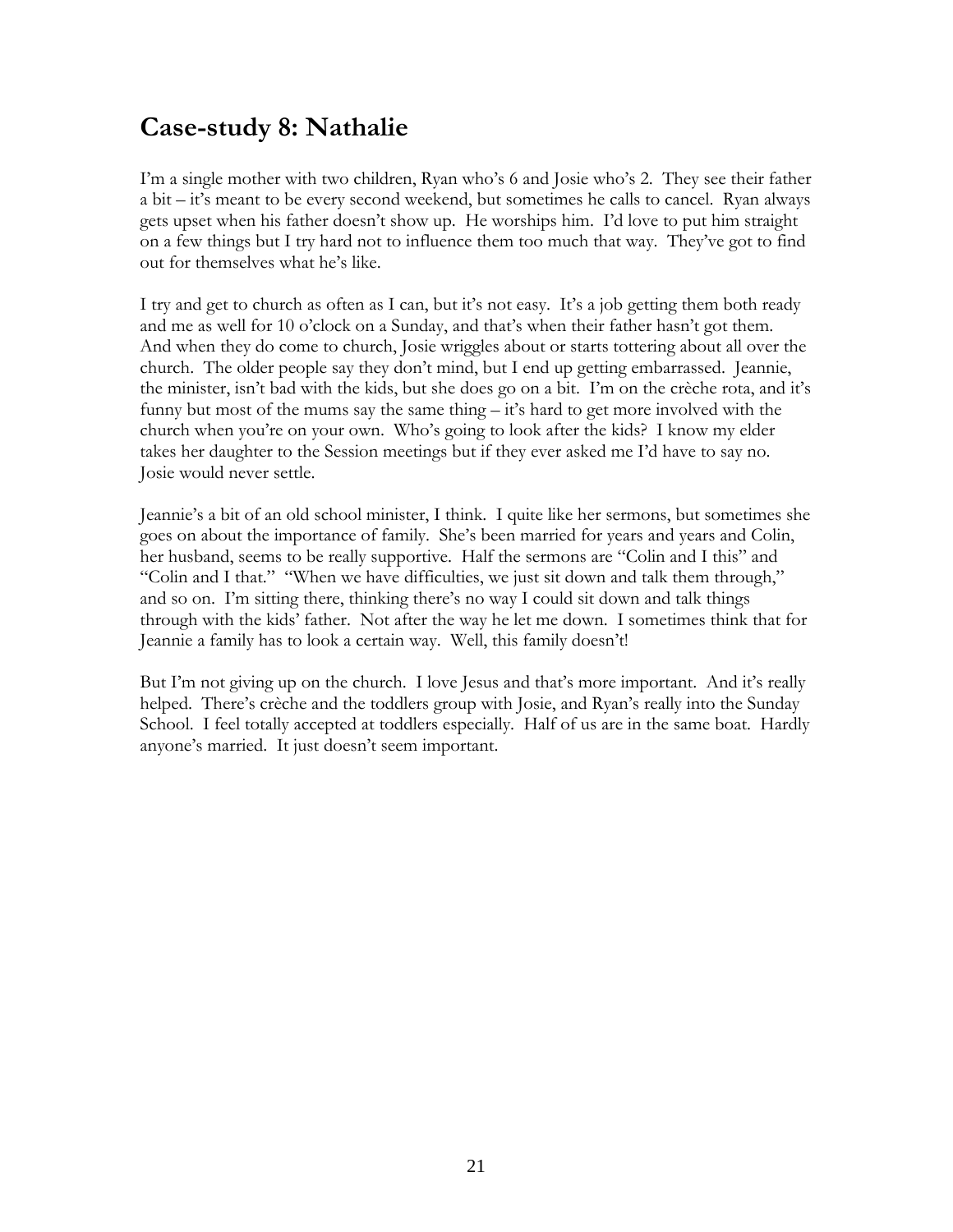## Case-study 8: Nathalie

I'm a single mother with two children, Ryan who's 6 and Josie who's 2. They see their father a bit – it's meant to be every second weekend, but sometimes he calls to cancel. Ryan always gets upset when his father doesn't show up. He worships him. I'd love to put him straight on a few things but I try hard not to influence them too much that way. They've got to find out for themselves what he's like.

I try and get to church as often as I can, but it's not easy. It's a job getting them both ready and me as well for 10 o'clock on a Sunday, and that's when their father hasn't got them. And when they do come to church, Josie wriggles about or starts tottering about all over the church. The older people say they don't mind, but I end up getting embarrassed. Jeannie, the minister, isn't bad with the kids, but she does go on a bit. I'm on the crèche rota, and it's funny but most of the mums say the same thing – it's hard to get more involved with the church when you're on your own. Who's going to look after the kids? I know my elder takes her daughter to the Session meetings but if they ever asked me I'd have to say no. Josie would never settle.

Jeannie's a bit of an old school minister, I think. I quite like her sermons, but sometimes she goes on about the importance of family. She's been married for years and years and Colin, her husband, seems to be really supportive. Half the sermons are "Colin and I this" and "Colin and I that." "When we have difficulties, we just sit down and talk them through," and so on. I'm sitting there, thinking there's no way I could sit down and talk things through with the kids' father. Not after the way he let me down. I sometimes think that for Jeannie a family has to look a certain way. Well, this family doesn't!

But I'm not giving up on the church. I love Jesus and that's more important. And it's really helped. There's crèche and the toddlers group with Josie, and Ryan's really into the Sunday School. I feel totally accepted at toddlers especially. Half of us are in the same boat. Hardly anyone's married. It just doesn't seem important.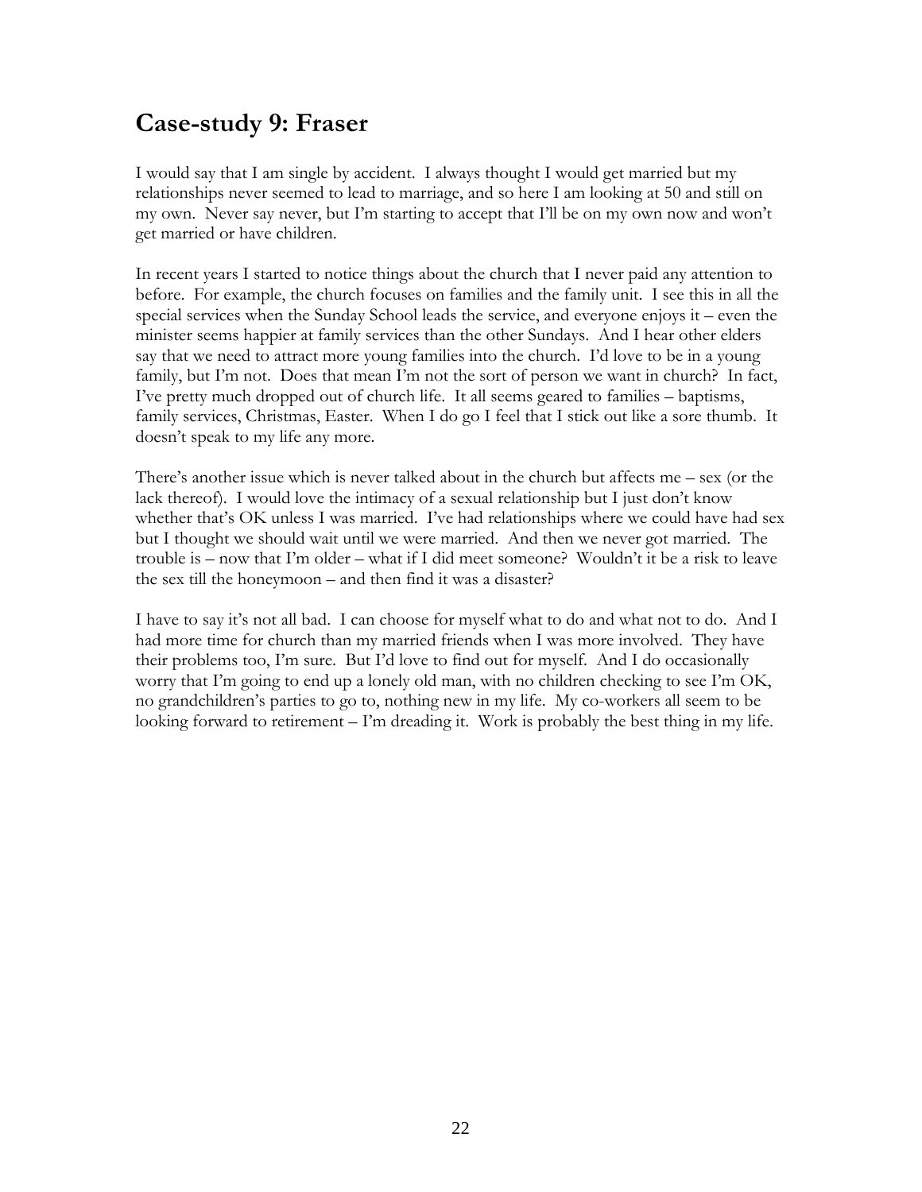## Case-study 9: Fraser

I would say that I am single by accident. I always thought I would get married but my relationships never seemed to lead to marriage, and so here I am looking at 50 and still on my own. Never say never, but I'm starting to accept that I'll be on my own now and won't get married or have children.

In recent years I started to notice things about the church that I never paid any attention to before. For example, the church focuses on families and the family unit. I see this in all the special services when the Sunday School leads the service, and everyone enjoys it – even the minister seems happier at family services than the other Sundays. And I hear other elders say that we need to attract more young families into the church. I'd love to be in a young family, but I'm not. Does that mean I'm not the sort of person we want in church? In fact, I've pretty much dropped out of church life. It all seems geared to families – baptisms, family services, Christmas, Easter. When I do go I feel that I stick out like a sore thumb. It doesn't speak to my life any more.

There's another issue which is never talked about in the church but affects me – sex (or the lack thereof). I would love the intimacy of a sexual relationship but I just don't know whether that's OK unless I was married. I've had relationships where we could have had sex but I thought we should wait until we were married. And then we never got married. The trouble is – now that I'm older – what if I did meet someone? Wouldn't it be a risk to leave the sex till the honeymoon – and then find it was a disaster?

I have to say it's not all bad. I can choose for myself what to do and what not to do. And I had more time for church than my married friends when I was more involved. They have their problems too, I'm sure. But I'd love to find out for myself. And I do occasionally worry that I'm going to end up a lonely old man, with no children checking to see I'm OK, no grandchildren's parties to go to, nothing new in my life. My co-workers all seem to be looking forward to retirement – I'm dreading it. Work is probably the best thing in my life.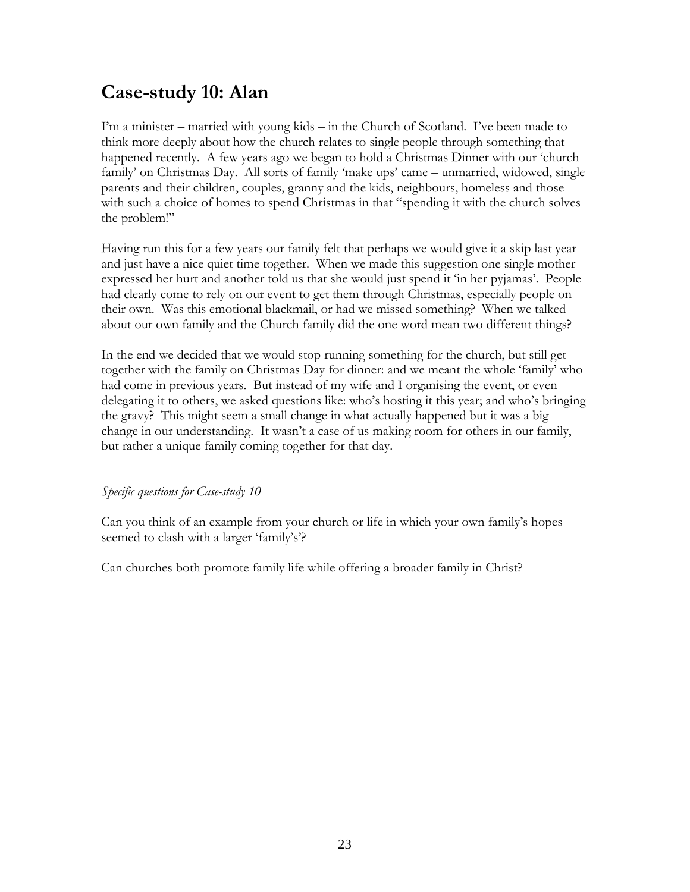## Case-study 10: Alan

I'm a minister – married with young kids – in the Church of Scotland. I've been made to think more deeply about how the church relates to single people through something that happened recently. A few years ago we began to hold a Christmas Dinner with our 'church family' on Christmas Day. All sorts of family 'make ups' came – unmarried, widowed, single parents and their children, couples, granny and the kids, neighbours, homeless and those with such a choice of homes to spend Christmas in that "spending it with the church solves the problem!"

Having run this for a few years our family felt that perhaps we would give it a skip last year and just have a nice quiet time together. When we made this suggestion one single mother expressed her hurt and another told us that she would just spend it 'in her pyjamas'. People had clearly come to rely on our event to get them through Christmas, especially people on their own. Was this emotional blackmail, or had we missed something? When we talked about our own family and the Church family did the one word mean two different things?

In the end we decided that we would stop running something for the church, but still get together with the family on Christmas Day for dinner: and we meant the whole 'family' who had come in previous years. But instead of my wife and I organising the event, or even delegating it to others, we asked questions like: who's hosting it this year; and who's bringing the gravy? This might seem a small change in what actually happened but it was a big change in our understanding. It wasn't a case of us making room for others in our family, but rather a unique family coming together for that day.

*Specific questions for Case-study 10*

Can you think of an example from your church or life in which your own family's hopes seemed to clash with a larger 'family's'?

Can churches both promote family life while offering a broader family in Christ?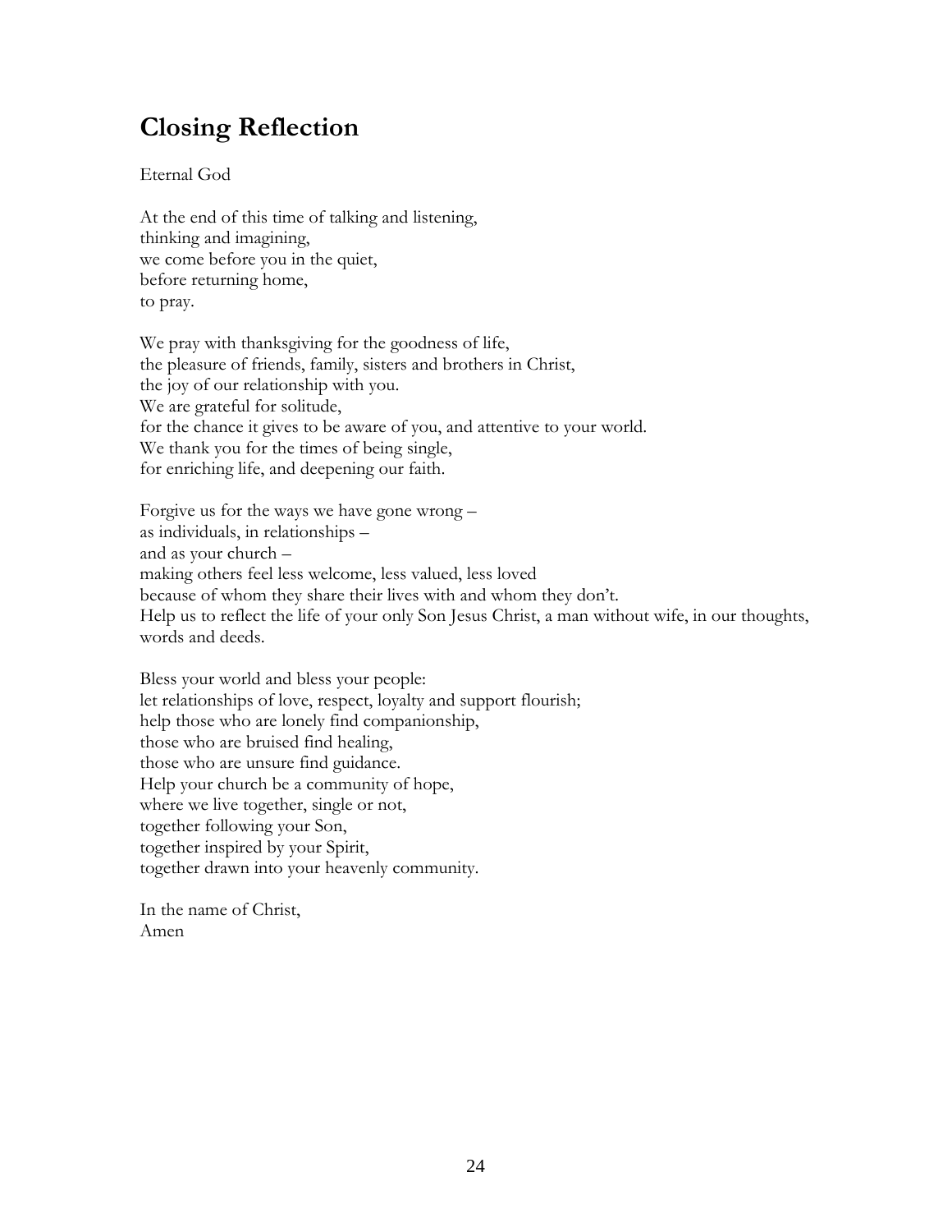## Closing Reflection

Eternal God

At the end of this time of talking and listening,
thinking and imagining,
we come before you in the quiet,
before returning home,
to pray.

We pray with thanksgiving for the goodness of life,
the pleasure of friends, family, sisters and brothers in Christ,
the joy of our relationship with you.
We are grateful for solitude,
for the chance it gives to be aware of you, and attentive to your world.
We thank you for the times of being single,
for enriching life, and deepening our faith.

Forgive us for the ways we have gone wrong –
as individuals, in relationships –
and as your church –
making others feel less welcome, less valued, less loved
because of whom they share their lives with and whom they don't.
Help us to reflect the life of your only Son Jesus Christ, a man without wife, in our thoughts, words and deeds.

Bless your world and bless your people:
let relationships of love, respect, loyalty and support flourish;
help those who are lonely find companionship,
those who are bruised find healing,
those who are unsure find guidance.
Help your church be a community of hope,
where we live together, single or not,
together following your Son,
together inspired by your Spirit,
together drawn into your heavenly community.

In the name of Christ,
Amen